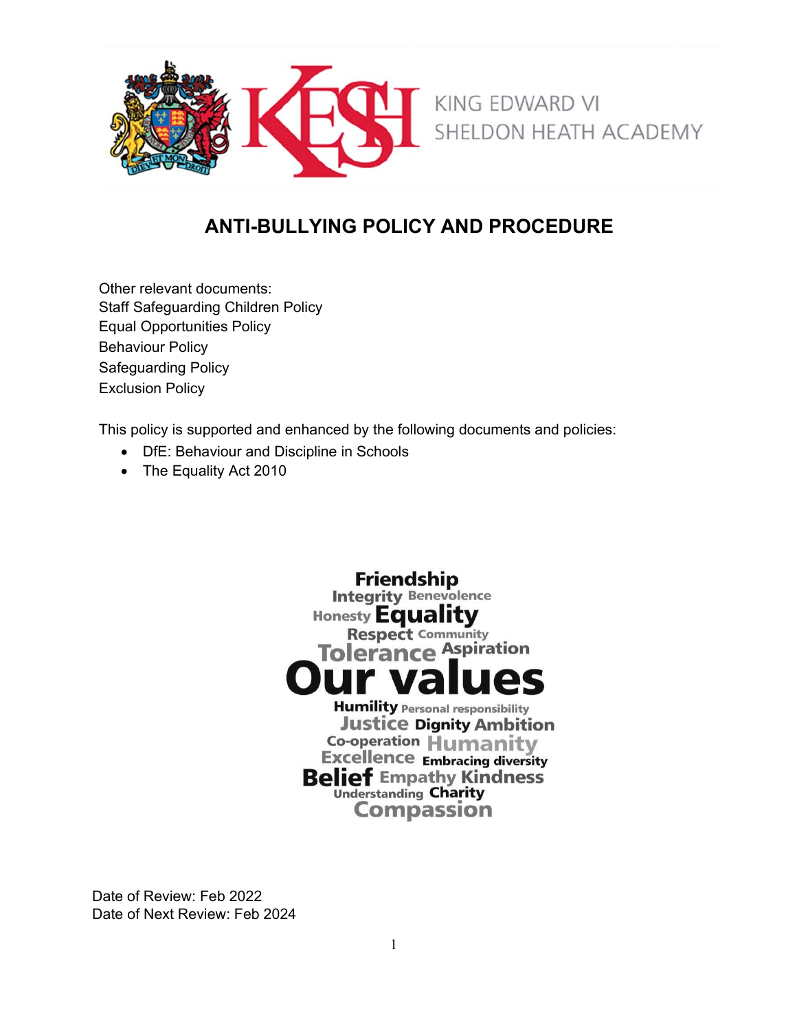KING EDWARD VI SHELDON HEATH ACADEMY

# ANTI-BULLYING POLICY AND PROCEDURE

Other relevant documents:
Staff Safeguarding Children Policy
Equal Opportunities Policy
Behaviour Policy
Safeguarding Policy
Exclusion Policy

This policy is supported and enhanced by the following documents and policies:

- DfE: Behaviour and Discipline in Schools
- The Equality Act 2010

**Our values**

Friendship, Integrity, Benevolence, Honesty, Equality, Respect, Community, Tolerance, Aspiration, Humility, Personal responsibility, Justice, Dignity, Ambition, Co-operation, Humanity, Excellence, Embracing diversity, Belief, Empathy, Kindness, Understanding, Charity, Compassion

Date of Review: Feb 2022
Date of Next Review: Feb 2024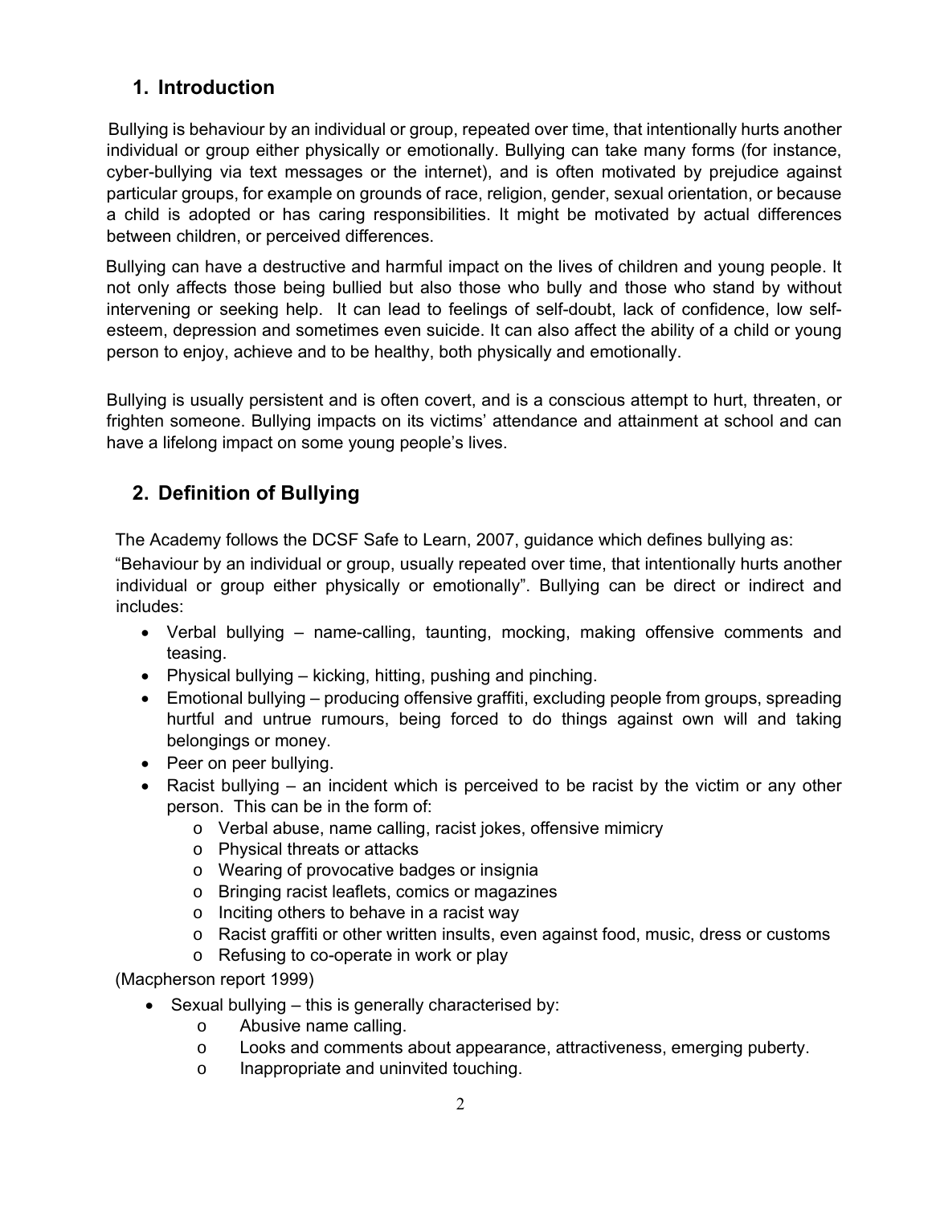## 1. Introduction

Bullying is behaviour by an individual or group, repeated over time, that intentionally hurts another individual or group either physically or emotionally. Bullying can take many forms (for instance, cyber-bullying via text messages or the internet), and is often motivated by prejudice against particular groups, for example on grounds of race, religion, gender, sexual orientation, or because a child is adopted or has caring responsibilities. It might be motivated by actual differences between children, or perceived differences.

Bullying can have a destructive and harmful impact on the lives of children and young people. It not only affects those being bullied but also those who bully and those who stand by without intervening or seeking help. It can lead to feelings of self-doubt, lack of confidence, low self-esteem, depression and sometimes even suicide. It can also affect the ability of a child or young person to enjoy, achieve and to be healthy, both physically and emotionally.

Bullying is usually persistent and is often covert, and is a conscious attempt to hurt, threaten, or frighten someone. Bullying impacts on its victims' attendance and attainment at school and can have a lifelong impact on some young people's lives.

## 2. Definition of Bullying

The Academy follows the DCSF Safe to Learn, 2007, guidance which defines bullying as:

"Behaviour by an individual or group, usually repeated over time, that intentionally hurts another individual or group either physically or emotionally". Bullying can be direct or indirect and includes:

- Verbal bullying – name-calling, taunting, mocking, making offensive comments and teasing.
- Physical bullying – kicking, hitting, pushing and pinching.
- Emotional bullying – producing offensive graffiti, excluding people from groups, spreading hurtful and untrue rumours, being forced to do things against own will and taking belongings or money.
- Peer on peer bullying.
- Racist bullying – an incident which is perceived to be racist by the victim or any other person. This can be in the form of:
  - Verbal abuse, name calling, racist jokes, offensive mimicry
  - Physical threats or attacks
  - Wearing of provocative badges or insignia
  - Bringing racist leaflets, comics or magazines
  - Inciting others to behave in a racist way
  - Racist graffiti or other written insults, even against food, music, dress or customs
  - Refusing to co-operate in work or play

(Macpherson report 1999)

- Sexual bullying – this is generally characterised by:
  - Abusive name calling.
  - Looks and comments about appearance, attractiveness, emerging puberty.
  - Inappropriate and uninvited touching.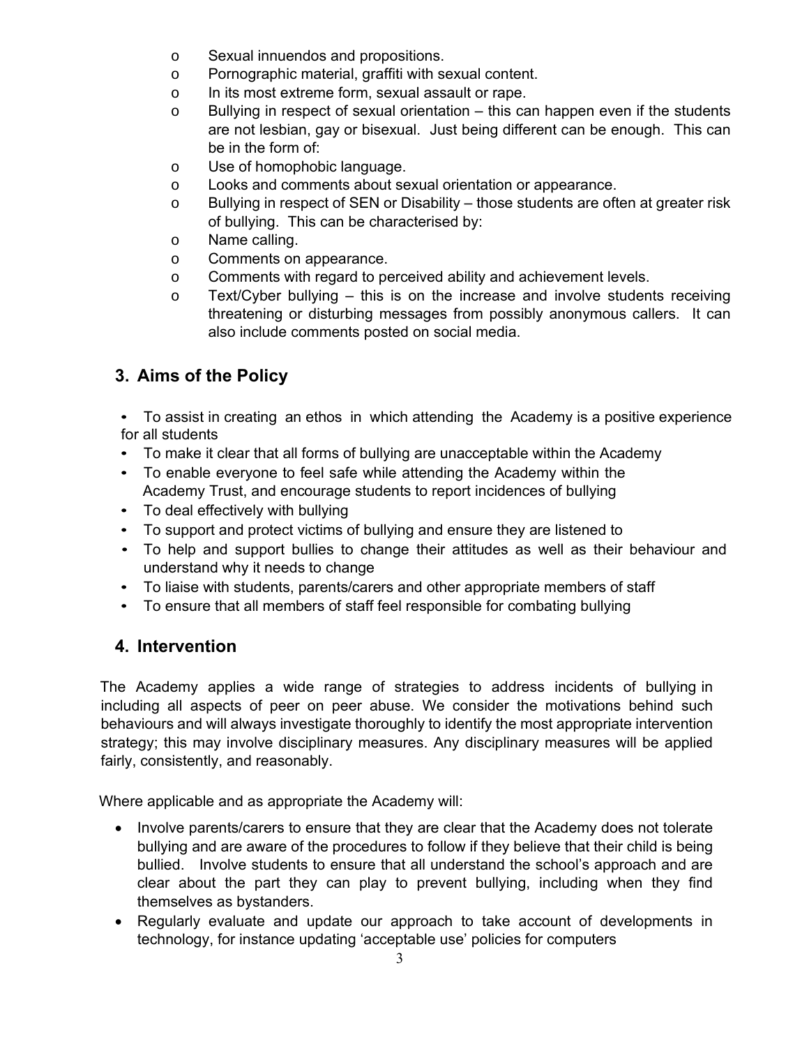- Sexual innuendos and propositions.
- Pornographic material, graffiti with sexual content.
- In its most extreme form, sexual assault or rape.
- Bullying in respect of sexual orientation – this can happen even if the students are not lesbian, gay or bisexual. Just being different can be enough. This can be in the form of:
- Use of homophobic language.
- Looks and comments about sexual orientation or appearance.
- Bullying in respect of SEN or Disability – those students are often at greater risk of bullying. This can be characterised by:
- Name calling.
- Comments on appearance.
- Comments with regard to perceived ability and achievement levels.
- Text/Cyber bullying – this is on the increase and involve students receiving threatening or disturbing messages from possibly anonymous callers. It can also include comments posted on social media.

## 3. Aims of the Policy

- To assist in creating an ethos in which attending the Academy is a positive experience for all students
- To make it clear that all forms of bullying are unacceptable within the Academy
- To enable everyone to feel safe while attending the Academy within the Academy Trust, and encourage students to report incidences of bullying
- To deal effectively with bullying
- To support and protect victims of bullying and ensure they are listened to
- To help and support bullies to change their attitudes as well as their behaviour and understand why it needs to change
- To liaise with students, parents/carers and other appropriate members of staff
- To ensure that all members of staff feel responsible for combating bullying

## 4. Intervention

The Academy applies a wide range of strategies to address incidents of bullying in including all aspects of peer on peer abuse. We consider the motivations behind such behaviours and will always investigate thoroughly to identify the most appropriate intervention strategy; this may involve disciplinary measures. Any disciplinary measures will be applied fairly, consistently, and reasonably.

Where applicable and as appropriate the Academy will:

- Involve parents/carers to ensure that they are clear that the Academy does not tolerate bullying and are aware of the procedures to follow if they believe that their child is being bullied. Involve students to ensure that all understand the school's approach and are clear about the part they can play to prevent bullying, including when they find themselves as bystanders.
- Regularly evaluate and update our approach to take account of developments in technology, for instance updating 'acceptable use' policies for computers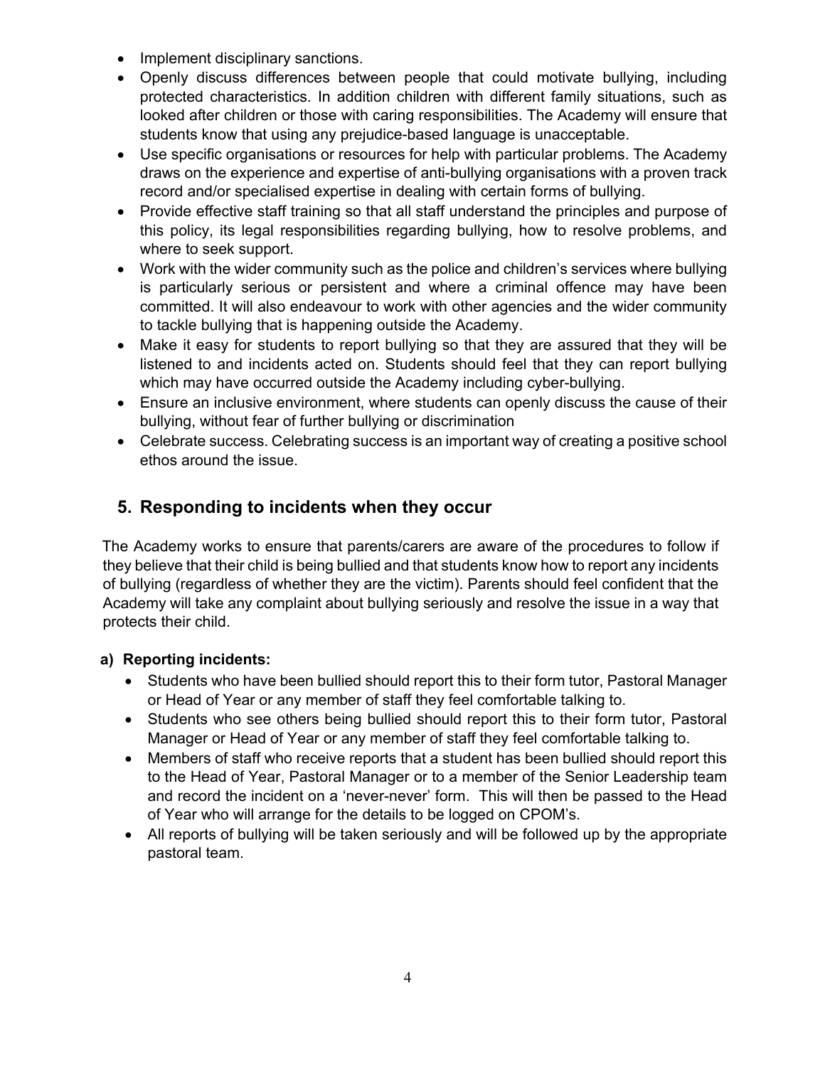- Implement disciplinary sanctions.
- Openly discuss differences between people that could motivate bullying, including protected characteristics. In addition children with different family situations, such as looked after children or those with caring responsibilities. The Academy will ensure that students know that using any prejudice-based language is unacceptable.
- Use specific organisations or resources for help with particular problems. The Academy draws on the experience and expertise of anti-bullying organisations with a proven track record and/or specialised expertise in dealing with certain forms of bullying.
- Provide effective staff training so that all staff understand the principles and purpose of this policy, its legal responsibilities regarding bullying, how to resolve problems, and where to seek support.
- Work with the wider community such as the police and children's services where bullying is particularly serious or persistent and where a criminal offence may have been committed. It will also endeavour to work with other agencies and the wider community to tackle bullying that is happening outside the Academy.
- Make it easy for students to report bullying so that they are assured that they will be listened to and incidents acted on. Students should feel that they can report bullying which may have occurred outside the Academy including cyber-bullying.
- Ensure an inclusive environment, where students can openly discuss the cause of their bullying, without fear of further bullying or discrimination
- Celebrate success. Celebrating success is an important way of creating a positive school ethos around the issue.

## 5. Responding to incidents when they occur

The Academy works to ensure that parents/carers are aware of the procedures to follow if they believe that their child is being bullied and that students know how to report any incidents of bullying (regardless of whether they are the victim). Parents should feel confident that the Academy will take any complaint about bullying seriously and resolve the issue in a way that protects their child.

### a) Reporting incidents:

- Students who have been bullied should report this to their form tutor, Pastoral Manager or Head of Year or any member of staff they feel comfortable talking to.
- Students who see others being bullied should report this to their form tutor, Pastoral Manager or Head of Year or any member of staff they feel comfortable talking to.
- Members of staff who receive reports that a student has been bullied should report this to the Head of Year, Pastoral Manager or to a member of the Senior Leadership team and record the incident on a 'never-never' form. This will then be passed to the Head of Year who will arrange for the details to be logged on CPOM's.
- All reports of bullying will be taken seriously and will be followed up by the appropriate pastoral team.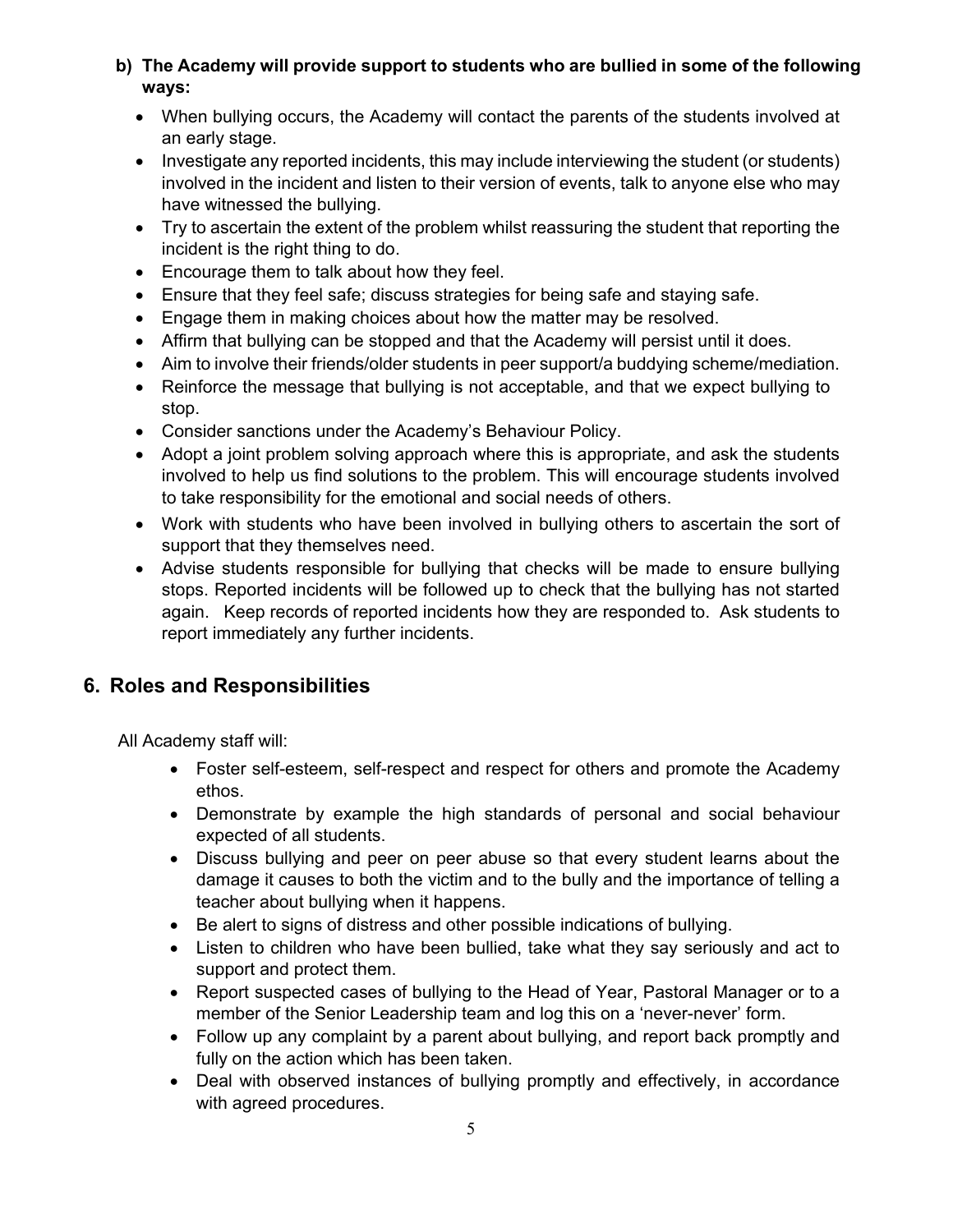**b) The Academy will provide support to students who are bullied in some of the following ways:**

- When bullying occurs, the Academy will contact the parents of the students involved at an early stage.
- Investigate any reported incidents, this may include interviewing the student (or students) involved in the incident and listen to their version of events, talk to anyone else who may have witnessed the bullying.
- Try to ascertain the extent of the problem whilst reassuring the student that reporting the incident is the right thing to do.
- Encourage them to talk about how they feel.
- Ensure that they feel safe; discuss strategies for being safe and staying safe.
- Engage them in making choices about how the matter may be resolved.
- Affirm that bullying can be stopped and that the Academy will persist until it does.
- Aim to involve their friends/older students in peer support/a buddying scheme/mediation.
- Reinforce the message that bullying is not acceptable, and that we expect bullying to stop.
- Consider sanctions under the Academy's Behaviour Policy.
- Adopt a joint problem solving approach where this is appropriate, and ask the students involved to help us find solutions to the problem. This will encourage students involved to take responsibility for the emotional and social needs of others.
- Work with students who have been involved in bullying others to ascertain the sort of support that they themselves need.
- Advise students responsible for bullying that checks will be made to ensure bullying stops. Reported incidents will be followed up to check that the bullying has not started again. Keep records of reported incidents how they are responded to. Ask students to report immediately any further incidents.

## 6. Roles and Responsibilities

All Academy staff will:

- Foster self-esteem, self-respect and respect for others and promote the Academy ethos.
- Demonstrate by example the high standards of personal and social behaviour expected of all students.
- Discuss bullying and peer on peer abuse so that every student learns about the damage it causes to both the victim and to the bully and the importance of telling a teacher about bullying when it happens.
- Be alert to signs of distress and other possible indications of bullying.
- Listen to children who have been bullied, take what they say seriously and act to support and protect them.
- Report suspected cases of bullying to the Head of Year, Pastoral Manager or to a member of the Senior Leadership team and log this on a 'never-never' form.
- Follow up any complaint by a parent about bullying, and report back promptly and fully on the action which has been taken.
- Deal with observed instances of bullying promptly and effectively, in accordance with agreed procedures.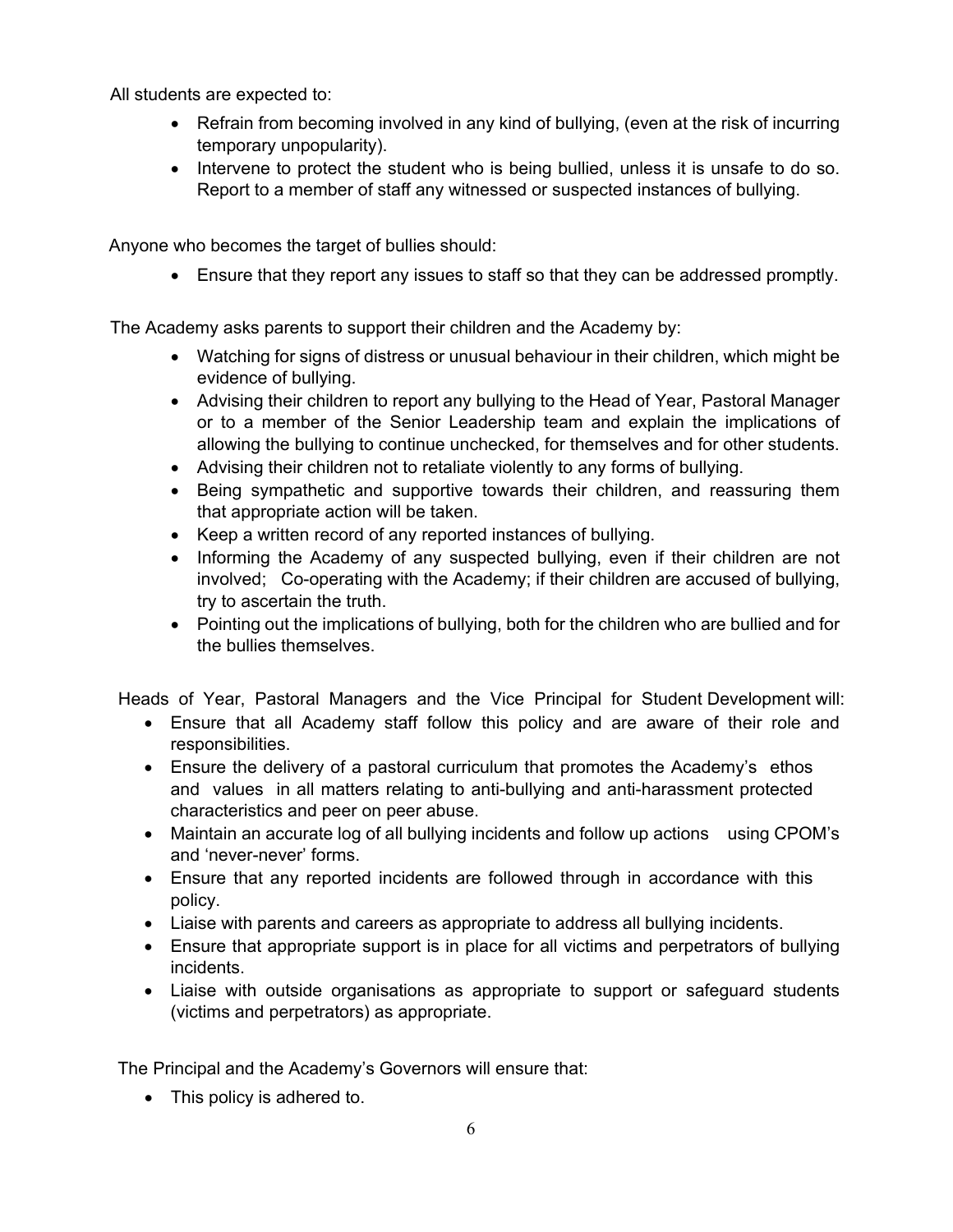All students are expected to:

- Refrain from becoming involved in any kind of bullying, (even at the risk of incurring temporary unpopularity).
- Intervene to protect the student who is being bullied, unless it is unsafe to do so. Report to a member of staff any witnessed or suspected instances of bullying.

Anyone who becomes the target of bullies should:

- Ensure that they report any issues to staff so that they can be addressed promptly.

The Academy asks parents to support their children and the Academy by:

- Watching for signs of distress or unusual behaviour in their children, which might be evidence of bullying.
- Advising their children to report any bullying to the Head of Year, Pastoral Manager or to a member of the Senior Leadership team and explain the implications of allowing the bullying to continue unchecked, for themselves and for other students.
- Advising their children not to retaliate violently to any forms of bullying.
- Being sympathetic and supportive towards their children, and reassuring them that appropriate action will be taken.
- Keep a written record of any reported instances of bullying.
- Informing the Academy of any suspected bullying, even if their children are not involved; Co-operating with the Academy; if their children are accused of bullying, try to ascertain the truth.
- Pointing out the implications of bullying, both for the children who are bullied and for the bullies themselves.

Heads of Year, Pastoral Managers and the Vice Principal for Student Development will:

- Ensure that all Academy staff follow this policy and are aware of their role and responsibilities.
- Ensure the delivery of a pastoral curriculum that promotes the Academy's ethos and values in all matters relating to anti-bullying and anti-harassment protected characteristics and peer on peer abuse.
- Maintain an accurate log of all bullying incidents and follow up actions using CPOM's and 'never-never' forms.
- Ensure that any reported incidents are followed through in accordance with this policy.
- Liaise with parents and careers as appropriate to address all bullying incidents.
- Ensure that appropriate support is in place for all victims and perpetrators of bullying incidents.
- Liaise with outside organisations as appropriate to support or safeguard students (victims and perpetrators) as appropriate.

The Principal and the Academy's Governors will ensure that:

- This policy is adhered to.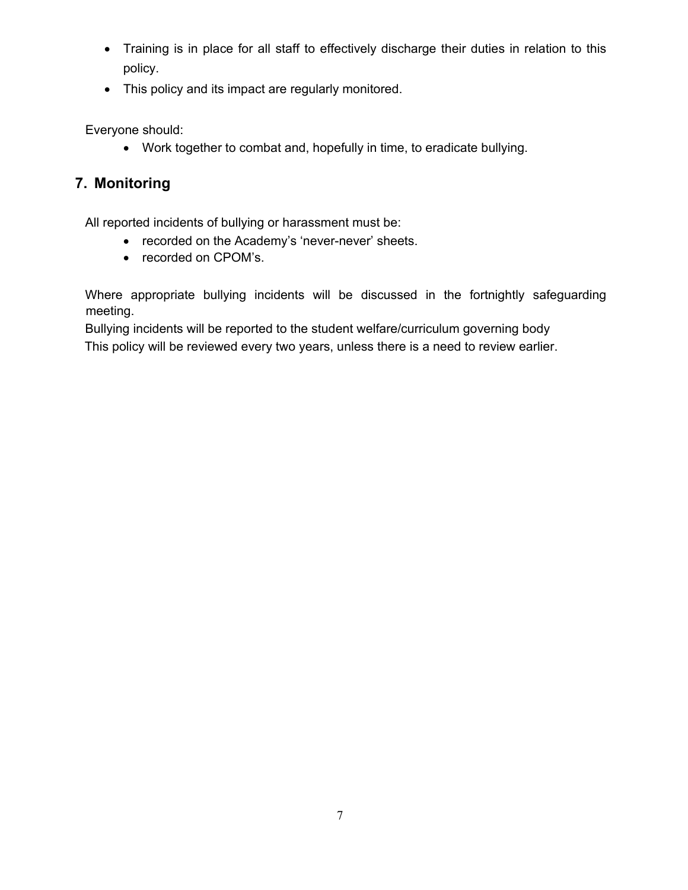- Training is in place for all staff to effectively discharge their duties in relation to this policy.
- This policy and its impact are regularly monitored.

Everyone should:

- Work together to combat and, hopefully in time, to eradicate bullying.

## 7. Monitoring

All reported incidents of bullying or harassment must be:

- recorded on the Academy's 'never-never' sheets.
- recorded on CPOM's.

Where appropriate bullying incidents will be discussed in the fortnightly safeguarding meeting.

Bullying incidents will be reported to the student welfare/curriculum governing body

This policy will be reviewed every two years, unless there is a need to review earlier.